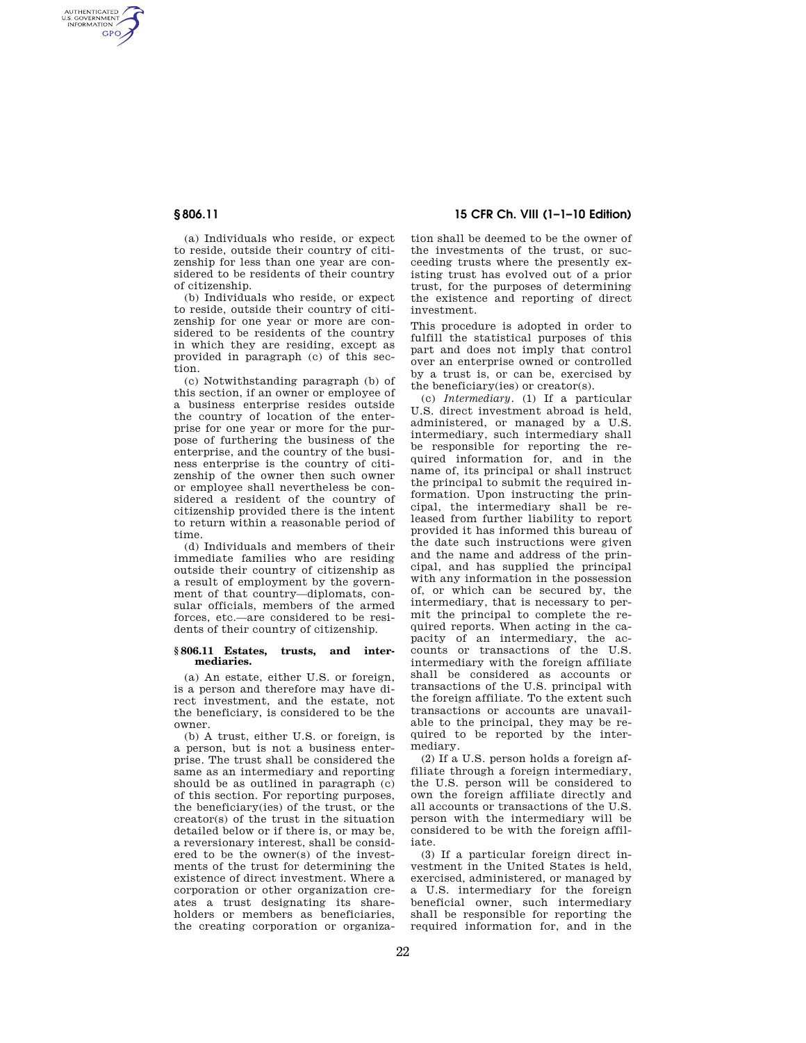(a) Individuals who reside, or expect to reside, outside their country of citizenship for less than one year are considered to be residents of their country of citizenship.

(b) Individuals who reside, or expect to reside, outside their country of citizenship for one year or more are considered to be residents of the country in which they are residing, except as provided in paragraph (c) of this section.

(c) Notwithstanding paragraph (b) of this section, if an owner or employee of a business enterprise resides outside the country of location of the enterprise for one year or more for the purpose of furthering the business of the enterprise, and the country of the business enterprise is the country of citizenship of the owner then such owner or employee shall nevertheless be considered a resident of the country of citizenship provided there is the intent to return within a reasonable period of time.

(d) Individuals and members of their immediate families who are residing outside their country of citizenship as a result of employment by the government of that country—diplomats, consular officials, members of the armed forces, etc.—are considered to be residents of their country of citizenship.

## § 806.11 Estates, trusts, and intermediaries.

(a) An estate, either U.S. or foreign, is a person and therefore may have direct investment, and the estate, not the beneficiary, is considered to be the owner.

(b) A trust, either U.S. or foreign, is a person, but is not a business enterprise. The trust shall be considered the same as an intermediary and reporting should be as outlined in paragraph (c) of this section. For reporting purposes, the beneficiary(ies) of the trust, or the creator(s) of the trust in the situation detailed below or if there is, or may be, a reversionary interest, shall be considered to be the owner(s) of the investments of the trust for determining the existence of direct investment. Where a corporation or other organization creates a trust designating its shareholders or members as beneficiaries, the creating corporation or organization shall be deemed to be the owner of the investments of the trust, or succeeding trusts where the presently existing trust has evolved out of a prior trust, for the purposes of determining the existence and reporting of direct investment.

This procedure is adopted in order to fulfill the statistical purposes of this part and does not imply that control over an enterprise owned or controlled by a trust is, or can be, exercised by the beneficiary(ies) or creator(s).

(c) *Intermediary*. (1) If a particular U.S. direct investment abroad is held, administered, or managed by a U.S. intermediary, such intermediary shall be responsible for reporting the required information for, and in the name of, its principal or shall instruct the principal to submit the required information. Upon instructing the principal, the intermediary shall be released from further liability to report provided it has informed this bureau of the date such instructions were given and the name and address of the principal, and has supplied the principal with any information in the possession of, or which can be secured by, the intermediary, that is necessary to permit the principal to complete the required reports. When acting in the capacity of an intermediary, the accounts or transactions of the U.S. intermediary with the foreign affiliate shall be considered as accounts or transactions of the U.S. principal with the foreign affiliate. To the extent such transactions or accounts are unavailable to the principal, they may be required to be reported by the intermediary.

(2) If a U.S. person holds a foreign affiliate through a foreign intermediary, the U.S. person will be considered to own the foreign affiliate directly and all accounts or transactions of the U.S. person with the intermediary will be considered to be with the foreign affiliate.

(3) If a particular foreign direct investment in the United States is held, exercised, administered, or managed by a U.S. intermediary for the foreign beneficial owner, such intermediary shall be responsible for reporting the required information for, and in the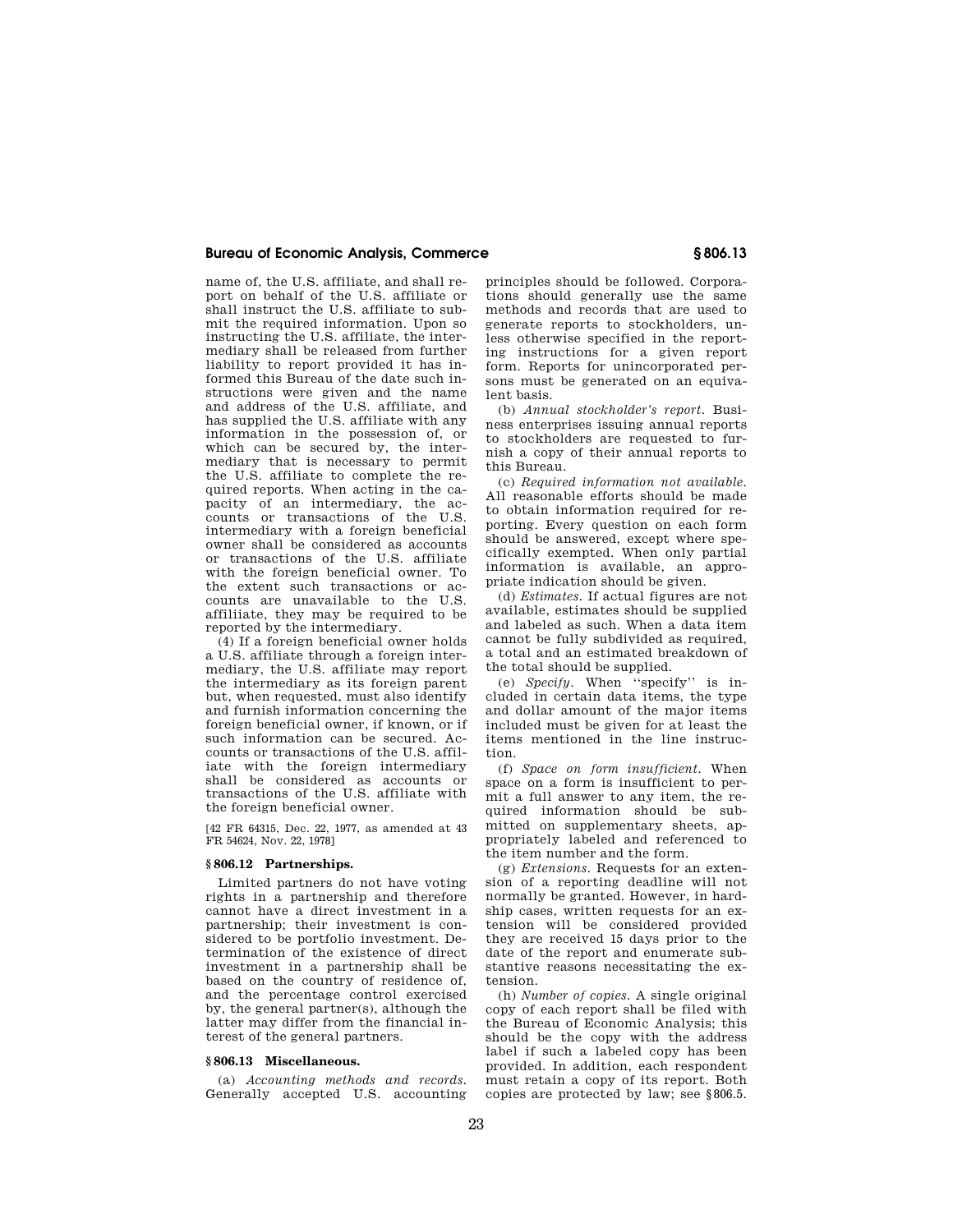name of, the U.S. affiliate, and shall report on behalf of the U.S. affiliate or shall instruct the U.S. affiliate to submit the required information. Upon so instructing the U.S. affiliate, the intermediary shall be released from further liability to report provided it has informed this Bureau of the date such instructions were given and the name and address of the U.S. affiliate, and has supplied the U.S. affiliate with any information in the possession of, or which can be secured by, the intermediary that is necessary to permit the U.S. affiliate to complete the required reports. When acting in the capacity of an intermediary, the accounts or transactions of the U.S. intermediary with a foreign beneficial owner shall be considered as accounts or transactions of the U.S. affiliate with the foreign beneficial owner. To the extent such transactions or accounts are unavailable to the U.S. affiliiate, they may be required to be reported by the intermediary.

(4) If a foreign beneficial owner holds a U.S. affiliate through a foreign intermediary, the U.S. affiliate may report the intermediary as its foreign parent but, when requested, must also identify and furnish information concerning the foreign beneficial owner, if known, or if such information can be secured. Accounts or transactions of the U.S. affiliate with the foreign intermediary shall be considered as accounts or transactions of the U.S. affiliate with the foreign beneficial owner.

[42 FR 64315, Dec. 22, 1977, as amended at 43 FR 54624, Nov. 22, 1978]

## § 806.12 Partnerships.

Limited partners do not have voting rights in a partnership and therefore cannot have a direct investment in a partnership; their investment is considered to be portfolio investment. Determination of the existence of direct investment in a partnership shall be based on the country of residence of, and the percentage control exercised by, the general partner(s), although the latter may differ from the financial interest of the general partners.

## § 806.13 Miscellaneous.

(a) *Accounting methods and records.* Generally accepted U.S. accounting principles should be followed. Corporations should generally use the same methods and records that are used to generate reports to stockholders, unless otherwise specified in the reporting instructions for a given report form. Reports for unincorporated persons must be generated on an equivalent basis.

(b) *Annual stockholder's report.* Business enterprises issuing annual reports to stockholders are requested to furnish a copy of their annual reports to this Bureau.

(c) *Required information not available.* All reasonable efforts should be made to obtain information required for reporting. Every question on each form should be answered, except where specifically exempted. When only partial information is available, an appropriate indication should be given.

(d) *Estimates.* If actual figures are not available, estimates should be supplied and labeled as such. When a data item cannot be fully subdivided as required, a total and an estimated breakdown of the total should be supplied.

(e) *Specify.* When "specify" is included in certain data items, the type and dollar amount of the major items included must be given for at least the items mentioned in the line instruction.

(f) *Space on form insufficient.* When space on a form is insufficient to permit a full answer to any item, the required information should be submitted on supplementary sheets, appropriately labeled and referenced to the item number and the form.

(g) *Extensions.* Requests for an extension of a reporting deadline will not normally be granted. However, in hardship cases, written requests for an extension will be considered provided they are received 15 days prior to the date of the report and enumerate substantive reasons necessitating the extension.

(h) *Number of copies.* A single original copy of each report shall be filed with the Bureau of Economic Analysis; this should be the copy with the address label if such a labeled copy has been provided. In addition, each respondent must retain a copy of its report. Both copies are protected by law; see § 806.5.